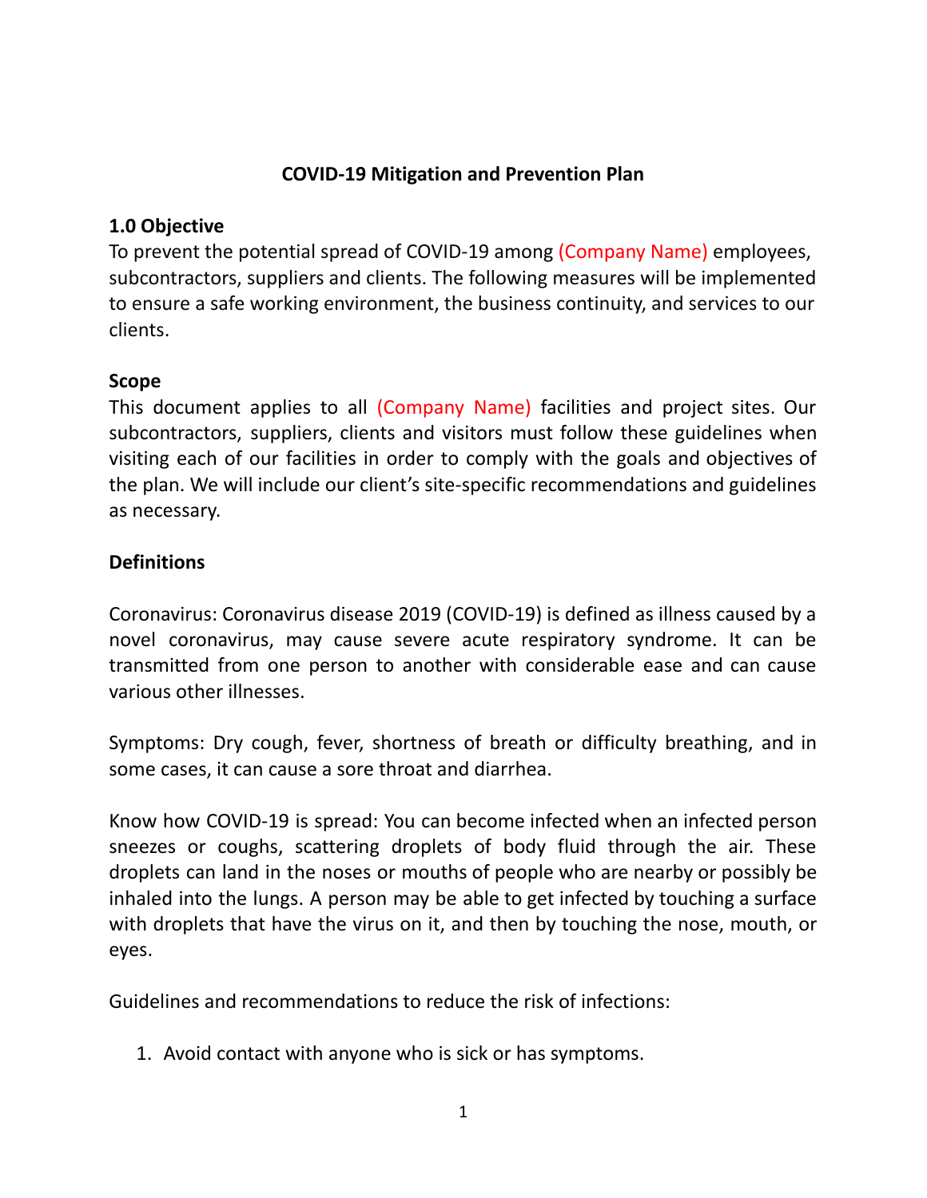# COVID-19 Mitigation and Prevention Plan

## 1.0 Objective

To prevent the potential spread of COVID-19 among (Company Name) employees, subcontractors, suppliers and clients. The following measures will be implemented to ensure a safe working environment, the business continuity, and services to our clients.

## Scope

This document applies to all (Company Name) facilities and project sites. Our subcontractors, suppliers, clients and visitors must follow these guidelines when visiting each of our facilities in order to comply with the goals and objectives of the plan. We will include our client's site-specific recommendations and guidelines as necessary.

## Definitions

Coronavirus: Coronavirus disease 2019 (COVID-19) is defined as illness caused by a novel coronavirus, may cause severe acute respiratory syndrome. It can be transmitted from one person to another with considerable ease and can cause various other illnesses.

Symptoms: Dry cough, fever, shortness of breath or difficulty breathing, and in some cases, it can cause a sore throat and diarrhea.

Know how COVID-19 is spread: You can become infected when an infected person sneezes or coughs, scattering droplets of body fluid through the air. These droplets can land in the noses or mouths of people who are nearby or possibly be inhaled into the lungs. A person may be able to get infected by touching a surface with droplets that have the virus on it, and then by touching the nose, mouth, or eyes.

Guidelines and recommendations to reduce the risk of infections:

1. Avoid contact with anyone who is sick or has symptoms.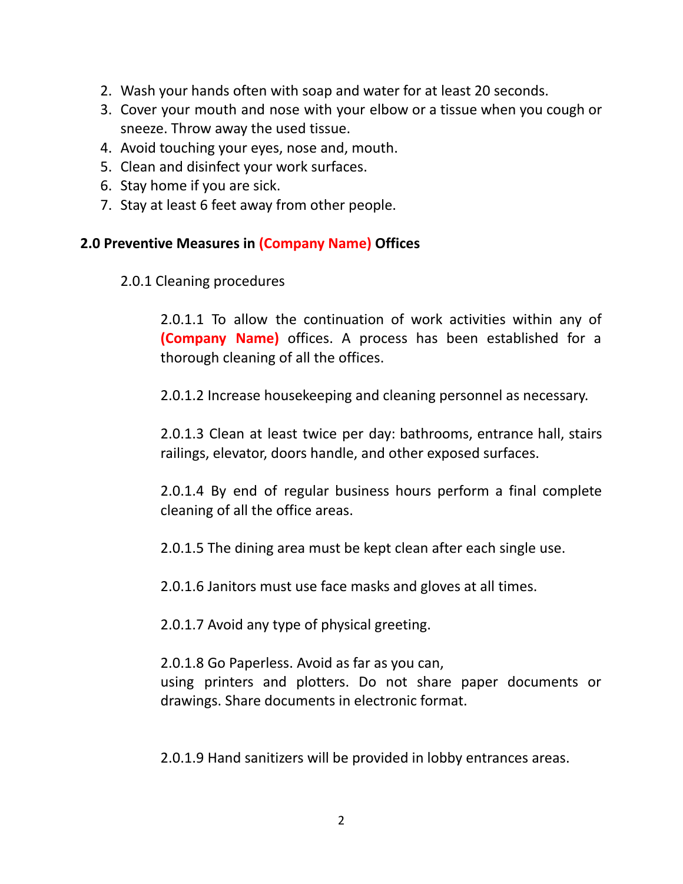2. Wash your hands often with soap and water for at least 20 seconds.
3. Cover your mouth and nose with your elbow or a tissue when you cough or sneeze. Throw away the used tissue.
4. Avoid touching your eyes, nose and, mouth.
5. Clean and disinfect your work surfaces.
6. Stay home if you are sick.
7. Stay at least 6 feet away from other people.

## 2.0 Preventive Measures in (Company Name) Offices

2.0.1 Cleaning procedures

2.0.1.1 To allow the continuation of work activities within any of **(Company Name)** offices. A process has been established for a thorough cleaning of all the offices.

2.0.1.2 Increase housekeeping and cleaning personnel as necessary.

2.0.1.3 Clean at least twice per day: bathrooms, entrance hall, stairs railings, elevator, doors handle, and other exposed surfaces.

2.0.1.4 By end of regular business hours perform a final complete cleaning of all the office areas.

2.0.1.5 The dining area must be kept clean after each single use.

2.0.1.6 Janitors must use face masks and gloves at all times.

2.0.1.7 Avoid any type of physical greeting.

2.0.1.8 Go Paperless. Avoid as far as you can, using printers and plotters. Do not share paper documents or drawings. Share documents in electronic format.

2.0.1.9 Hand sanitizers will be provided in lobby entrances areas.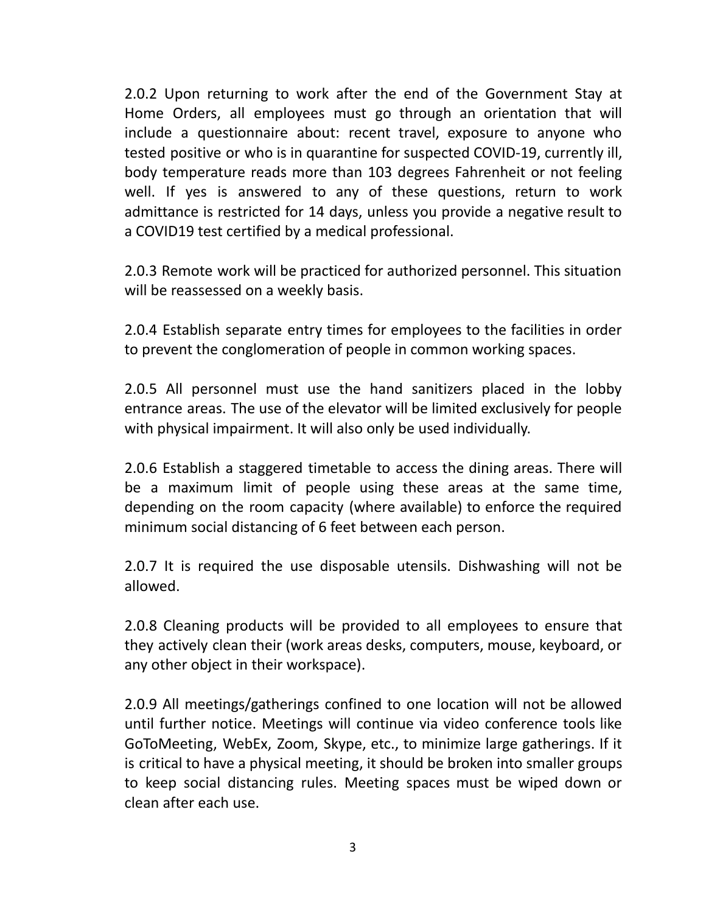2.0.2 Upon returning to work after the end of the Government Stay at Home Orders, all employees must go through an orientation that will include a questionnaire about: recent travel, exposure to anyone who tested positive or who is in quarantine for suspected COVID-19, currently ill, body temperature reads more than 103 degrees Fahrenheit or not feeling well. If yes is answered to any of these questions, return to work admittance is restricted for 14 days, unless you provide a negative result to a COVID19 test certified by a medical professional.

2.0.3 Remote work will be practiced for authorized personnel. This situation will be reassessed on a weekly basis.

2.0.4 Establish separate entry times for employees to the facilities in order to prevent the conglomeration of people in common working spaces.

2.0.5 All personnel must use the hand sanitizers placed in the lobby entrance areas. The use of the elevator will be limited exclusively for people with physical impairment. It will also only be used individually.

2.0.6 Establish a staggered timetable to access the dining areas. There will be a maximum limit of people using these areas at the same time, depending on the room capacity (where available) to enforce the required minimum social distancing of 6 feet between each person.

2.0.7 It is required the use disposable utensils. Dishwashing will not be allowed.

2.0.8 Cleaning products will be provided to all employees to ensure that they actively clean their (work areas desks, computers, mouse, keyboard, or any other object in their workspace).

2.0.9 All meetings/gatherings confined to one location will not be allowed until further notice. Meetings will continue via video conference tools like GoToMeeting, WebEx, Zoom, Skype, etc., to minimize large gatherings. If it is critical to have a physical meeting, it should be broken into smaller groups to keep social distancing rules. Meeting spaces must be wiped down or clean after each use.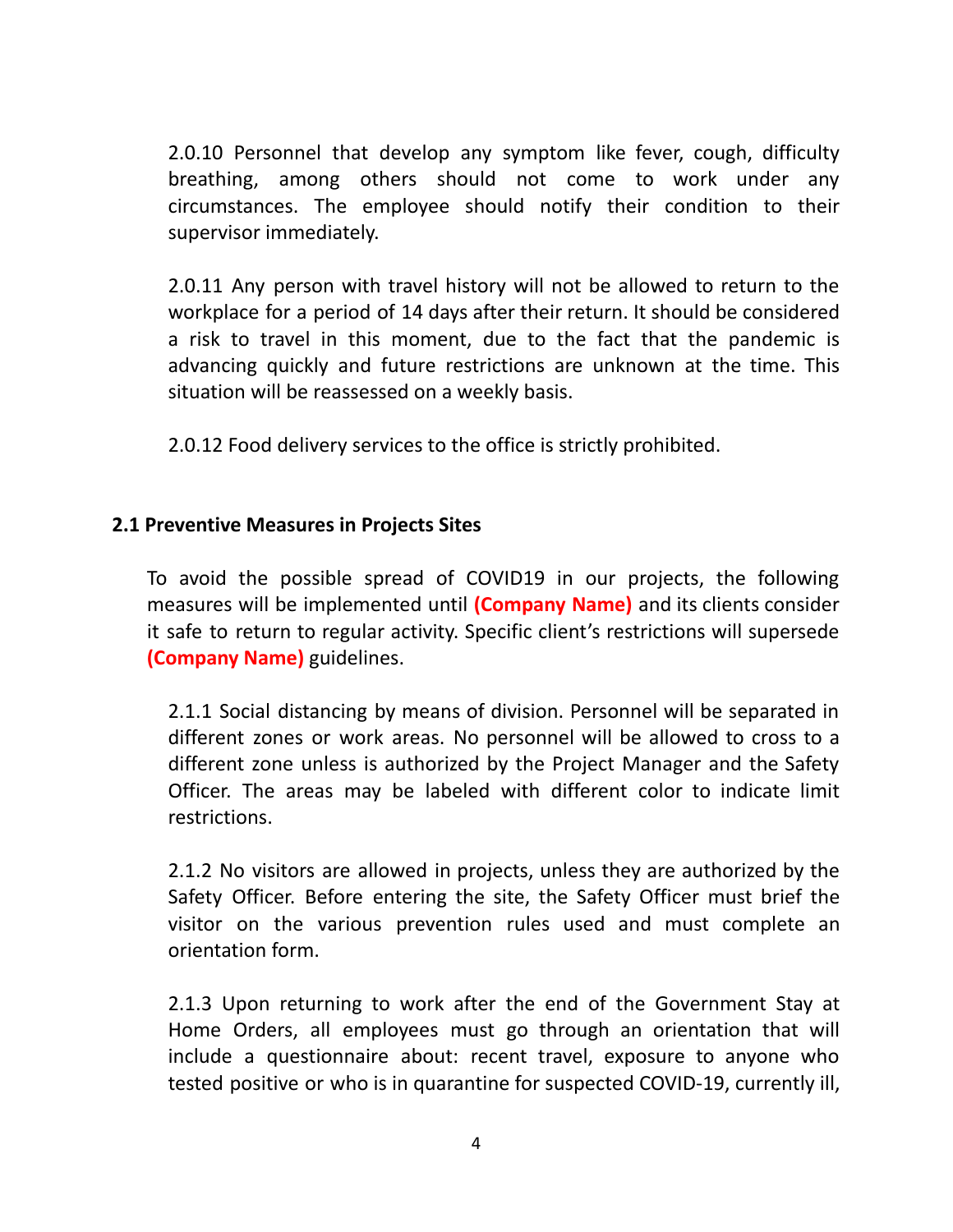2.0.10 Personnel that develop any symptom like fever, cough, difficulty breathing, among others should not come to work under any circumstances. The employee should notify their condition to their supervisor immediately.

2.0.11 Any person with travel history will not be allowed to return to the workplace for a period of 14 days after their return. It should be considered a risk to travel in this moment, due to the fact that the pandemic is advancing quickly and future restrictions are unknown at the time. This situation will be reassessed on a weekly basis.

2.0.12 Food delivery services to the office is strictly prohibited.

## 2.1 Preventive Measures in Projects Sites

To avoid the possible spread of COVID19 in our projects, the following measures will be implemented until **(Company Name)** and its clients consider it safe to return to regular activity. Specific client's restrictions will supersede **(Company Name)** guidelines.

2.1.1 Social distancing by means of division. Personnel will be separated in different zones or work areas. No personnel will be allowed to cross to a different zone unless is authorized by the Project Manager and the Safety Officer. The areas may be labeled with different color to indicate limit restrictions.

2.1.2 No visitors are allowed in projects, unless they are authorized by the Safety Officer. Before entering the site, the Safety Officer must brief the visitor on the various prevention rules used and must complete an orientation form.

2.1.3 Upon returning to work after the end of the Government Stay at Home Orders, all employees must go through an orientation that will include a questionnaire about: recent travel, exposure to anyone who tested positive or who is in quarantine for suspected COVID-19, currently ill,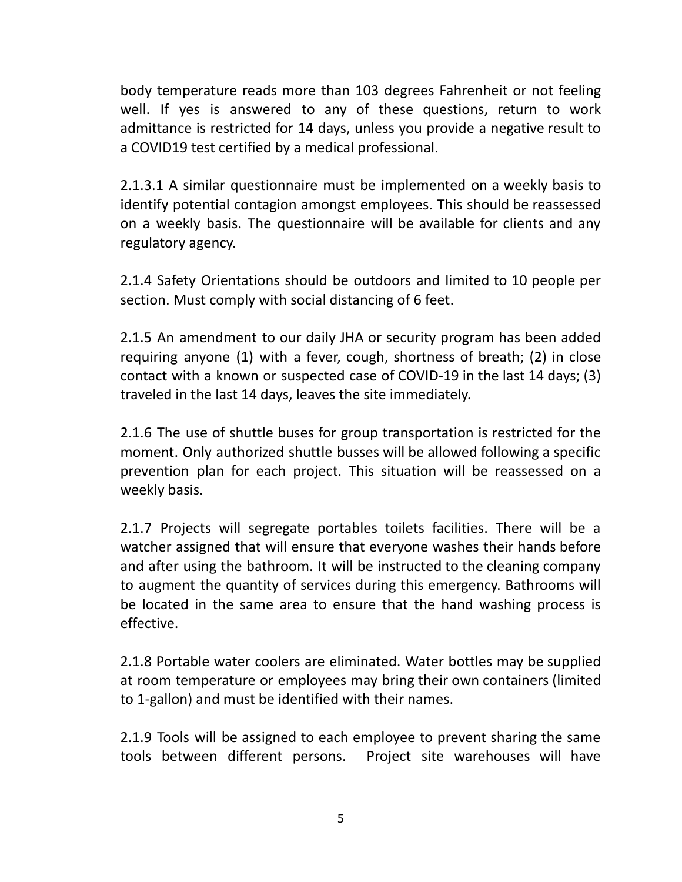body temperature reads more than 103 degrees Fahrenheit or not feeling well. If yes is answered to any of these questions, return to work admittance is restricted for 14 days, unless you provide a negative result to a COVID19 test certified by a medical professional.

2.1.3.1 A similar questionnaire must be implemented on a weekly basis to identify potential contagion amongst employees. This should be reassessed on a weekly basis. The questionnaire will be available for clients and any regulatory agency.

2.1.4 Safety Orientations should be outdoors and limited to 10 people per section. Must comply with social distancing of 6 feet.

2.1.5 An amendment to our daily JHA or security program has been added requiring anyone (1) with a fever, cough, shortness of breath; (2) in close contact with a known or suspected case of COVID-19 in the last 14 days; (3) traveled in the last 14 days, leaves the site immediately.

2.1.6 The use of shuttle buses for group transportation is restricted for the moment. Only authorized shuttle busses will be allowed following a specific prevention plan for each project. This situation will be reassessed on a weekly basis.

2.1.7 Projects will segregate portables toilets facilities. There will be a watcher assigned that will ensure that everyone washes their hands before and after using the bathroom. It will be instructed to the cleaning company to augment the quantity of services during this emergency. Bathrooms will be located in the same area to ensure that the hand washing process is effective.

2.1.8 Portable water coolers are eliminated. Water bottles may be supplied at room temperature or employees may bring their own containers (limited to 1-gallon) and must be identified with their names.

2.1.9 Tools will be assigned to each employee to prevent sharing the same tools between different persons. Project site warehouses will have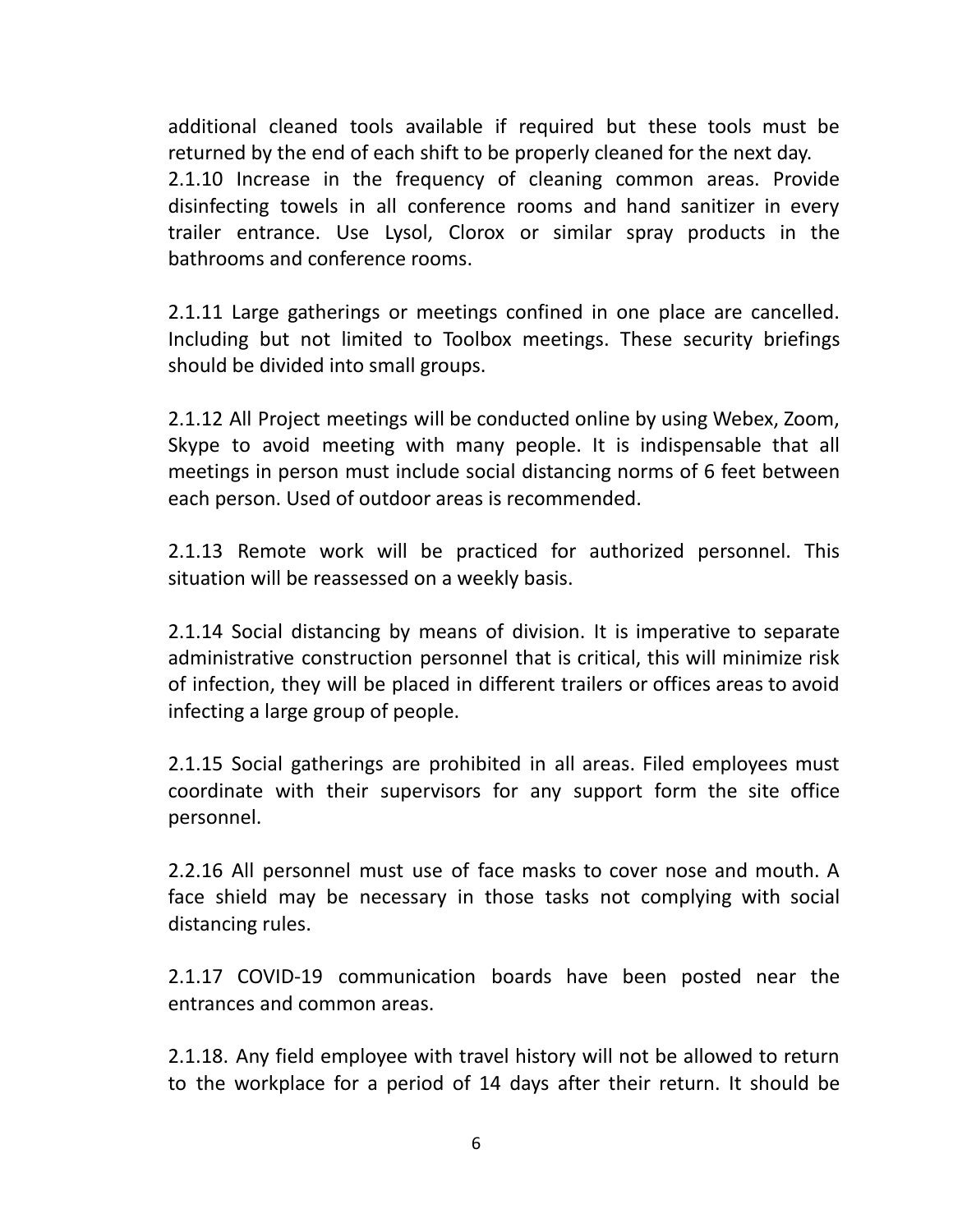additional cleaned tools available if required but these tools must be returned by the end of each shift to be properly cleaned for the next day.

2.1.10 Increase in the frequency of cleaning common areas. Provide disinfecting towels in all conference rooms and hand sanitizer in every trailer entrance. Use Lysol, Clorox or similar spray products in the bathrooms and conference rooms.

2.1.11 Large gatherings or meetings confined in one place are cancelled. Including but not limited to Toolbox meetings. These security briefings should be divided into small groups.

2.1.12 All Project meetings will be conducted online by using Webex, Zoom, Skype to avoid meeting with many people. It is indispensable that all meetings in person must include social distancing norms of 6 feet between each person. Used of outdoor areas is recommended.

2.1.13 Remote work will be practiced for authorized personnel. This situation will be reassessed on a weekly basis.

2.1.14 Social distancing by means of division. It is imperative to separate administrative construction personnel that is critical, this will minimize risk of infection, they will be placed in different trailers or offices areas to avoid infecting a large group of people.

2.1.15 Social gatherings are prohibited in all areas. Filed employees must coordinate with their supervisors for any support form the site office personnel.

2.2.16 All personnel must use of face masks to cover nose and mouth. A face shield may be necessary in those tasks not complying with social distancing rules.

2.1.17 COVID-19 communication boards have been posted near the entrances and common areas.

2.1.18. Any field employee with travel history will not be allowed to return to the workplace for a period of 14 days after their return. It should be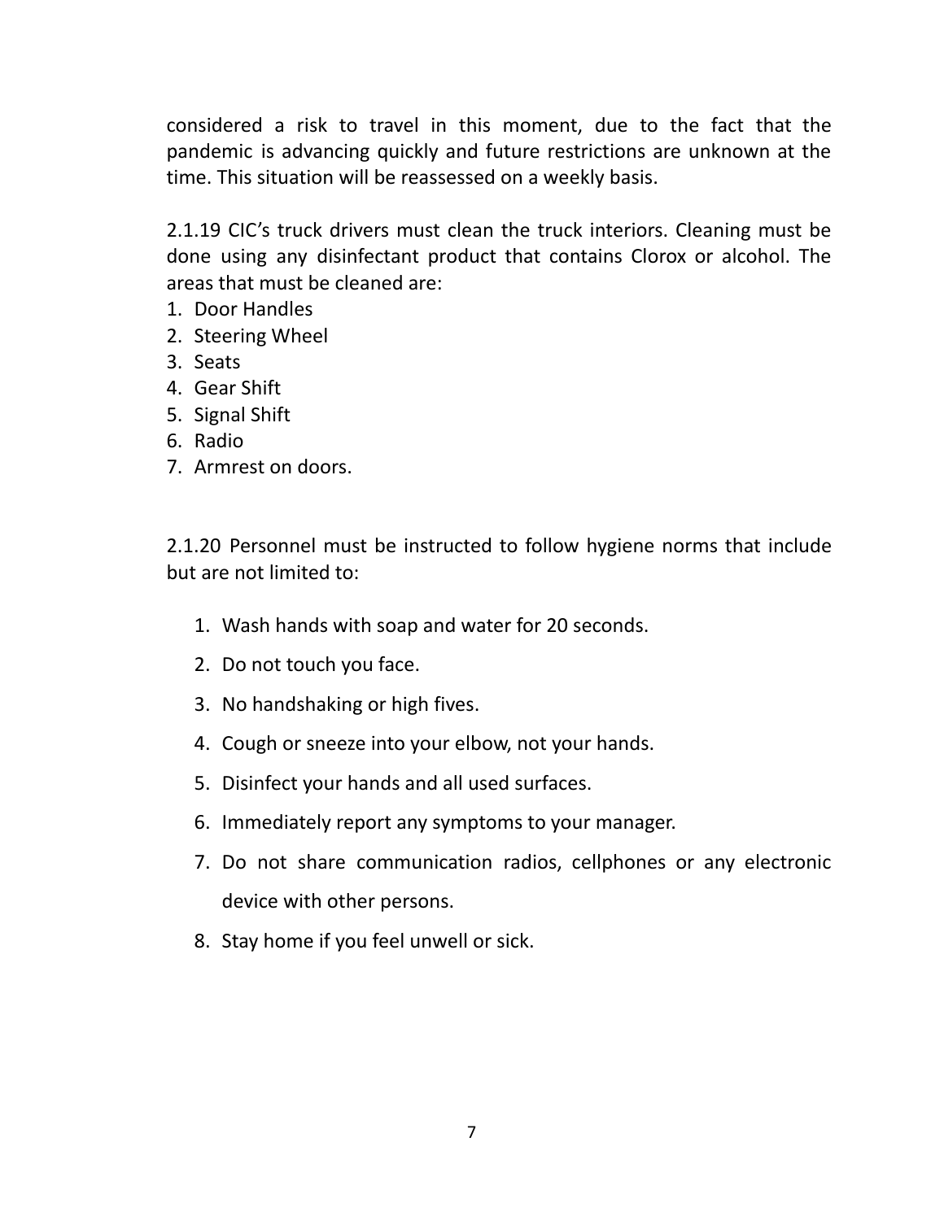considered a risk to travel in this moment, due to the fact that the pandemic is advancing quickly and future restrictions are unknown at the time. This situation will be reassessed on a weekly basis.

2.1.19 CIC's truck drivers must clean the truck interiors. Cleaning must be done using any disinfectant product that contains Clorox or alcohol. The areas that must be cleaned are:

1. Door Handles
2. Steering Wheel
3. Seats
4. Gear Shift
5. Signal Shift
6. Radio
7. Armrest on doors.

2.1.20 Personnel must be instructed to follow hygiene norms that include but are not limited to:

1. Wash hands with soap and water for 20 seconds.
2. Do not touch you face.
3. No handshaking or high fives.
4. Cough or sneeze into your elbow, not your hands.
5. Disinfect your hands and all used surfaces.
6. Immediately report any symptoms to your manager.
7. Do not share communication radios, cellphones or any electronic device with other persons.
8. Stay home if you feel unwell or sick.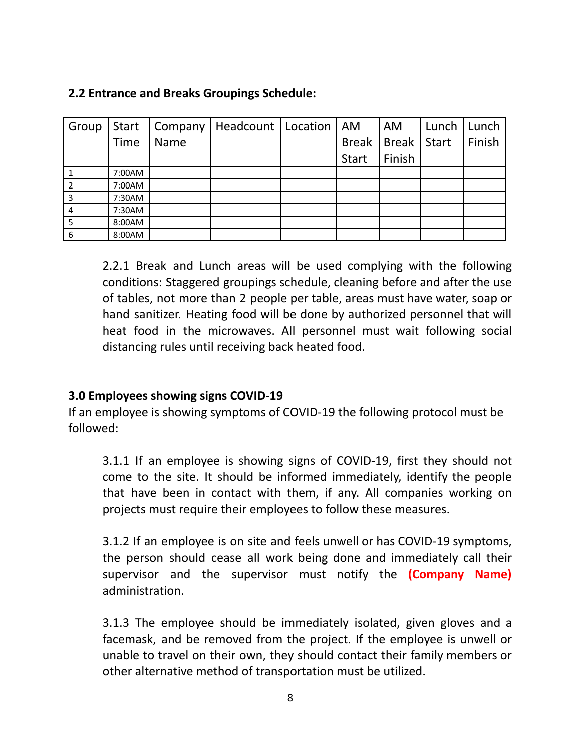**2.2 Entrance and Breaks Groupings Schedule:**

| Group | Start Time | Company Name | Headcount | Location | AM Break Start | AM Break Finish | Lunch Start | Lunch Finish |
|---|---|---|---|---|---|---|---|---|
| 1 | 7:00AM | | | | | | | |
| 2 | 7:00AM | | | | | | | |
| 3 | 7:30AM | | | | | | | |
| 4 | 7:30AM | | | | | | | |
| 5 | 8:00AM | | | | | | | |
| 6 | 8:00AM | | | | | | | |

2.2.1 Break and Lunch areas will be used complying with the following conditions: Staggered groupings schedule, cleaning before and after the use of tables, not more than 2 people per table, areas must have water, soap or hand sanitizer. Heating food will be done by authorized personnel that will heat food in the microwaves. All personnel must wait following social distancing rules until receiving back heated food.

**3.0 Employees showing signs COVID-19**

If an employee is showing symptoms of COVID-19 the following protocol must be followed:

3.1.1 If an employee is showing signs of COVID-19, first they should not come to the site. It should be informed immediately, identify the people that have been in contact with them, if any. All companies working on projects must require their employees to follow these measures.

3.1.2 If an employee is on site and feels unwell or has COVID-19 symptoms, the person should cease all work being done and immediately call their supervisor and the supervisor must notify the **(Company Name)** administration.

3.1.3 The employee should be immediately isolated, given gloves and a facemask, and be removed from the project. If the employee is unwell or unable to travel on their own, they should contact their family members or other alternative method of transportation must be utilized.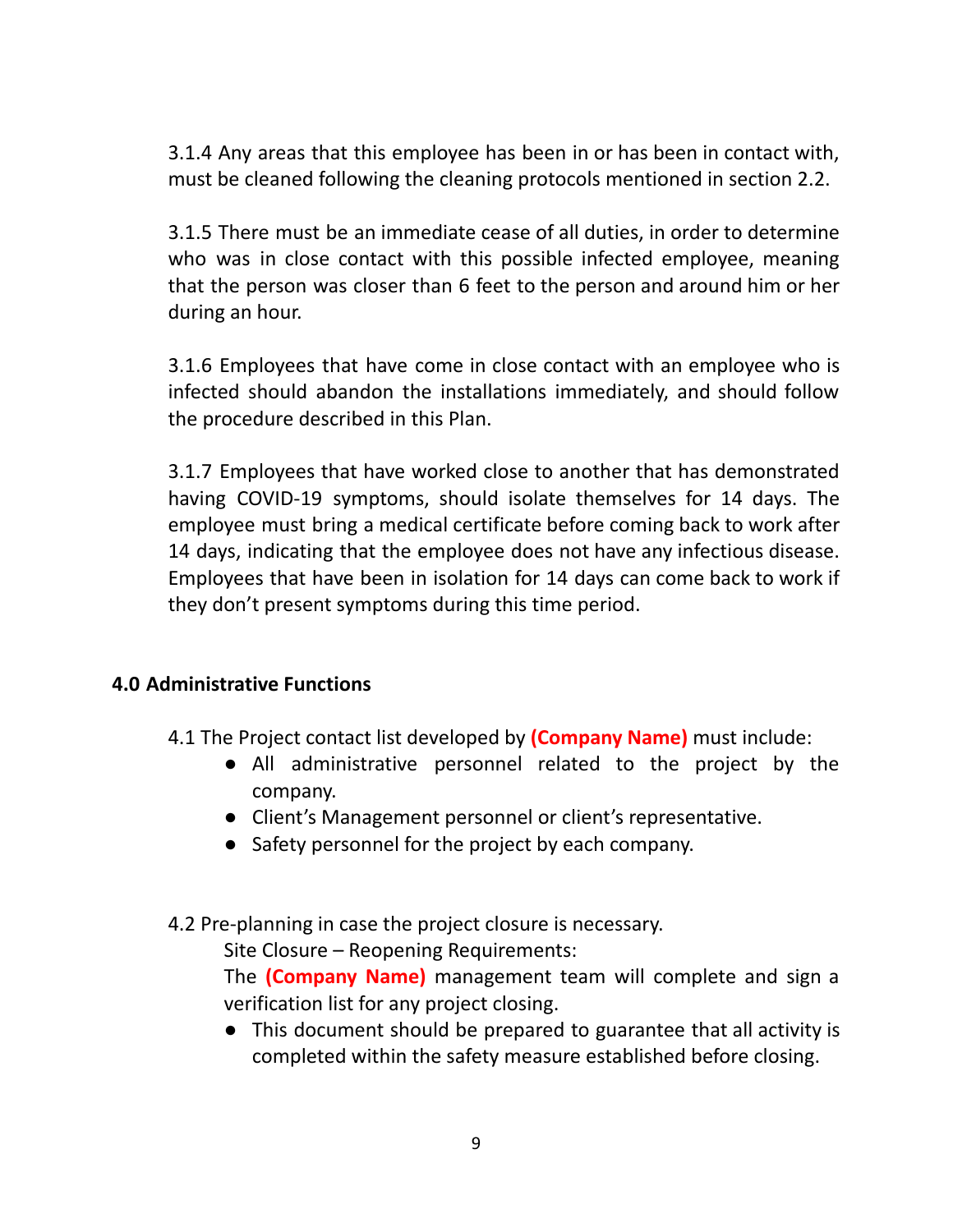3.1.4 Any areas that this employee has been in or has been in contact with, must be cleaned following the cleaning protocols mentioned in section 2.2.

3.1.5 There must be an immediate cease of all duties, in order to determine who was in close contact with this possible infected employee, meaning that the person was closer than 6 feet to the person and around him or her during an hour.

3.1.6 Employees that have come in close contact with an employee who is infected should abandon the installations immediately, and should follow the procedure described in this Plan.

3.1.7 Employees that have worked close to another that has demonstrated having COVID-19 symptoms, should isolate themselves for 14 days. The employee must bring a medical certificate before coming back to work after 14 days, indicating that the employee does not have any infectious disease. Employees that have been in isolation for 14 days can come back to work if they don't present symptoms during this time period.

## 4.0 Administrative Functions

4.1 The Project contact list developed by **(Company Name)** must include:

- All administrative personnel related to the project by the company.
- Client's Management personnel or client's representative.
- Safety personnel for the project by each company.

4.2 Pre-planning in case the project closure is necessary.

Site Closure – Reopening Requirements:

The **(Company Name)** management team will complete and sign a verification list for any project closing.

- This document should be prepared to guarantee that all activity is completed within the safety measure established before closing.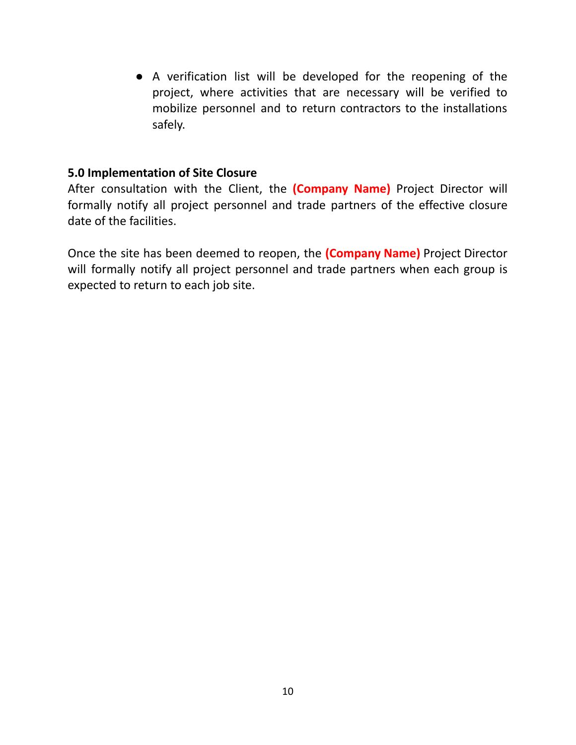- A verification list will be developed for the reopening of the project, where activities that are necessary will be verified to mobilize personnel and to return contractors to the installations safely.

**5.0 Implementation of Site Closure**

After consultation with the Client, the **(Company Name)** Project Director will formally notify all project personnel and trade partners of the effective closure date of the facilities.

Once the site has been deemed to reopen, the **(Company Name)** Project Director will formally notify all project personnel and trade partners when each group is expected to return to each job site.